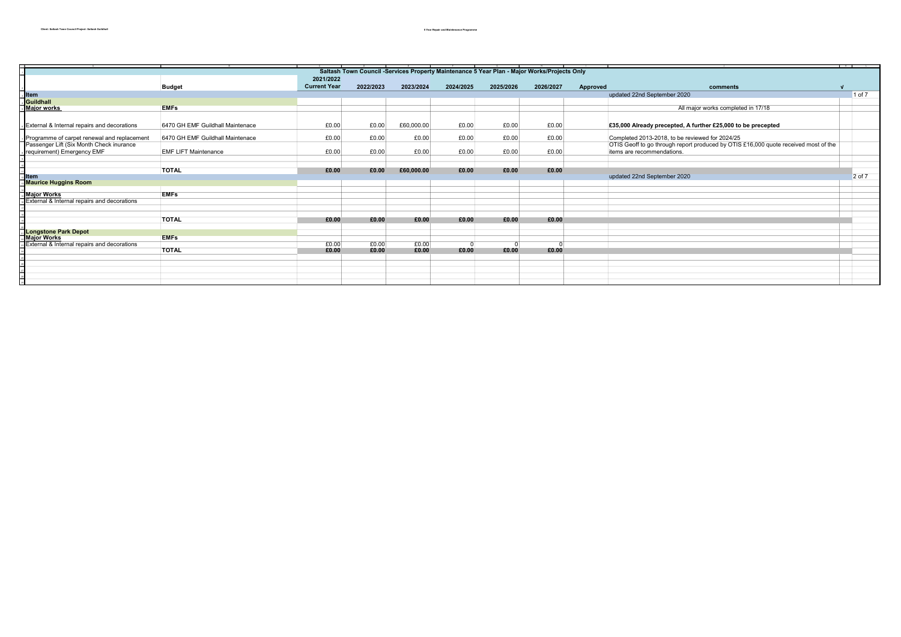Client: Saltash Town Council Project: Saltash Guildhall

5 Year Repair and Maintenance Programme

| Saltash Town Council -Services Property Maintenance 5 Year Plan - Major Works/Projects Only | | | | | | | | | | |
|---|---|---|---|---|---|---|---|---|---|---|
| | **Budget** | **2021/2022 Current Year** | **2022/2023** | **2023/2024** | **2024/2025** | **2025/2026** | **2026/2027** | **Approved** | **comments** | **√** |
| **Item** | | | | | | | | | updated 22nd September 2020 | |
| **Guildhall** | | | | | | | | | | |
| **Major works** | **EMFs** | | | | | | | | All major works completed in 17/18 | |
| External & Internal repairs and decorations | 6470 GH EMF Guildhall Maintenace | £0.00 | £0.00 | £60,000.00 | £0.00 | £0.00 | £0.00 | | **£35,000 Already precepted, A further £25,000 to be precepted** | |
| Programme of carpet renewal and replacement | 6470 GH EMF Guildhall Maintenace | £0.00 | £0.00 | £0.00 | £0.00 | £0.00 | £0.00 | | Completed 2013-2018, to be reviewed for 2024/25 | |
| Passenger Lift (Six Month Check inurance requirement) Emergency EMF | EMF LIFT Maintenance | £0.00 | £0.00 | £0.00 | £0.00 | £0.00 | £0.00 | | OTIS Geoff to go through report produced by OTIS £16,000 quote received most of the items are recommendations. | |
| | **TOTAL** | **£0.00** | **£0.00** | **£60,000.00** | **£0.00** | **£0.00** | **£0.00** | | | |
| **Item** | | | | | | | | | updated 22nd September 2020 | |
| **Maurice Huggins Room** | | | | | | | | | | |
| **Major Works** | **EMFs** | | | | | | | | | |
| External & Internal repairs and decorations | | | | | | | | | | |
| | **TOTAL** | **£0.00** | **£0.00** | **£0.00** | **£0.00** | **£0.00** | **£0.00** | | | |
| **Longstone Park Depot** | | | | | | | | | | |
| **Major Works** | **EMFs** | | | | | | | | | |
| External & Internal repairs and decorations | | £0.00 | £0.00 | £0.00 | 0 | 0 | 0 | | | |
| | **TOTAL** | **£0.00** | **£0.00** | **£0.00** | **£0.00** | **£0.00** | **£0.00** | | | |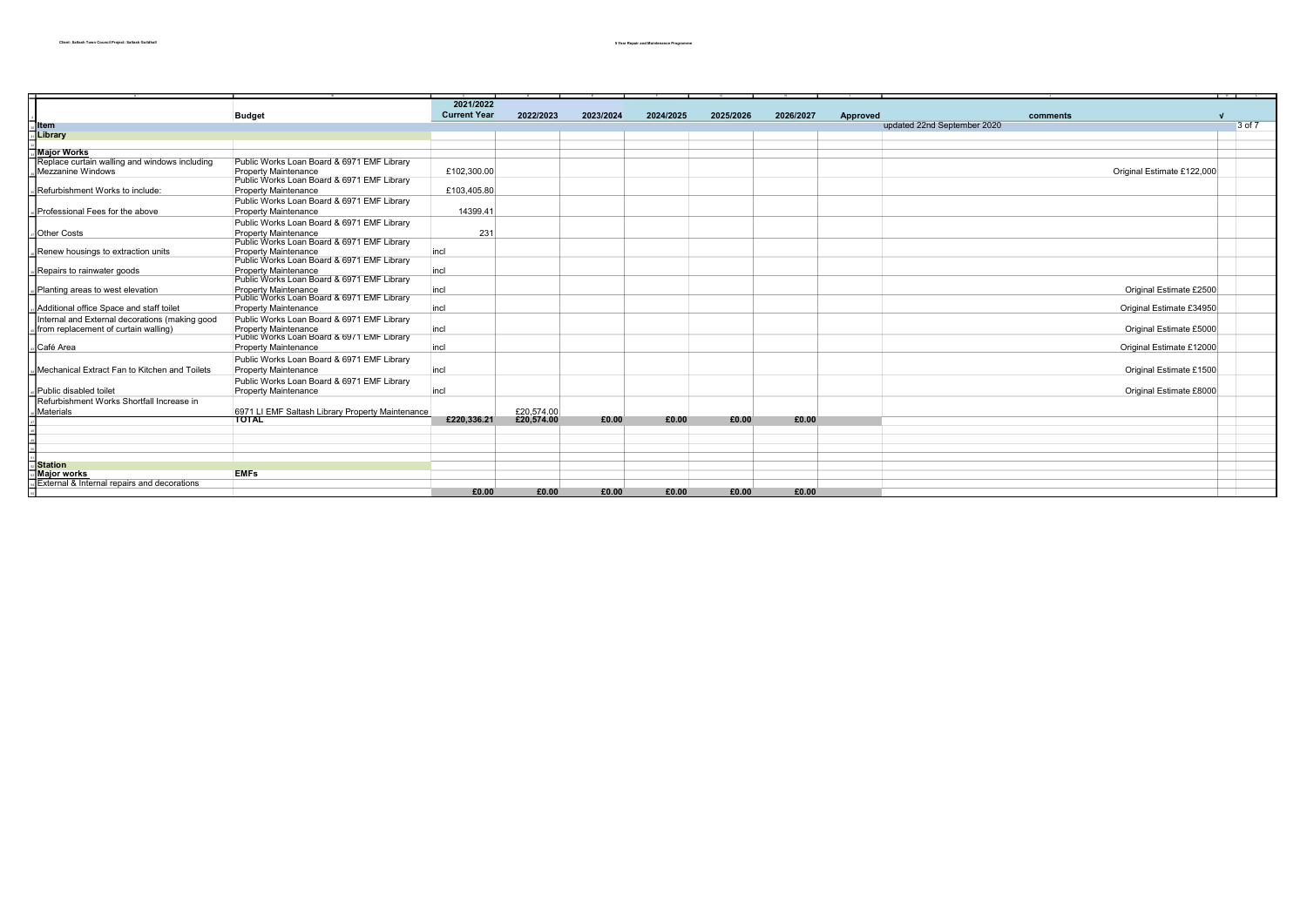| Item | Budget | 2021/2022 Current Year | 2022/2023 | 2023/2024 | 2024/2025 | 2025/2026 | 2026/2027 | Approved | comments | √ |
|---|---|---|---|---|---|---|---|---|---|---|
| | | | | | | | | | updated 22nd September 2020 | |
| **Library** | | | | | | | | | | |
| | | | | | | | | | | |
| **Major Works** | | | | | | | | | | |
| Replace curtain walling and windows including Mezzanine Windows | Public Works Loan Board & 6971 EMF Library Property Maintenance | £102,300.00 | | | | | | | Original Estimate £122,000 | |
| Refurbishment Works to include: | Public Works Loan Board & 6971 EMF Library Property Maintenance | £103,405.80 | | | | | | | | |
| Professional Fees for the above | Public Works Loan Board & 6971 EMF Library Property Maintenance | 14399.41 | | | | | | | | |
| Other Costs | Public Works Loan Board & 6971 EMF Library Property Maintenance | 231 | | | | | | | | |
| Renew housings to extraction units | Public Works Loan Board & 6971 EMF Library Property Maintenance | incl | | | | | | | | |
| Repairs to rainwater goods | Public Works Loan Board & 6971 EMF Library Property Maintenance | incl | | | | | | | | |
| Planting areas to west elevation | Public Works Loan Board & 6971 EMF Library Property Maintenance | incl | | | | | | | Original Estimate £2500 | |
| Additional office Space and staff toilet | Public Works Loan Board & 6971 EMF Library Property Maintenance | incl | | | | | | | Original Estimate £34950 | |
| Internal and External decorations (making good from replacement of curtain walling) | Public Works Loan Board & 6971 EMF Library Property Maintenance | incl | | | | | | | Original Estimate £5000 | |
| Café Area | Public Works Loan Board & 6971 EMF Library Property Maintenance | incl | | | | | | | Original Estimate £12000 | |
| Mechanical Extract Fan to Kitchen and Toilets | Public Works Loan Board & 6971 EMF Library Property Maintenance | incl | | | | | | | Original Estimate £1500 | |
| Public disabled toilet | Public Works Loan Board & 6971 EMF Library Property Maintenance | incl | | | | | | | Original Estimate £8000 | |
| Refurbishment Works Shortfall Increase in Materials | 6971 LI EMF Saltash Library Property Maintenance | | £20,574.00 | | | | | | | |
| | **TOTAL** | **£220,336.21** | **£20,574.00** | **£0.00** | **£0.00** | **£0.00** | **£0.00** | | | |
| | | | | | | | | | | |
| | | | | | | | | | | |
| | | | | | | | | | | |
| | | | | | | | | | | |
| **Station** | | | | | | | | | | |
| **Major works** | **EMFs** | | | | | | | | | |
| External & Internal repairs and decorations | | | | | | | | | | |
| | | **£0.00** | **£0.00** | **£0.00** | **£0.00** | **£0.00** | **£0.00** | | | |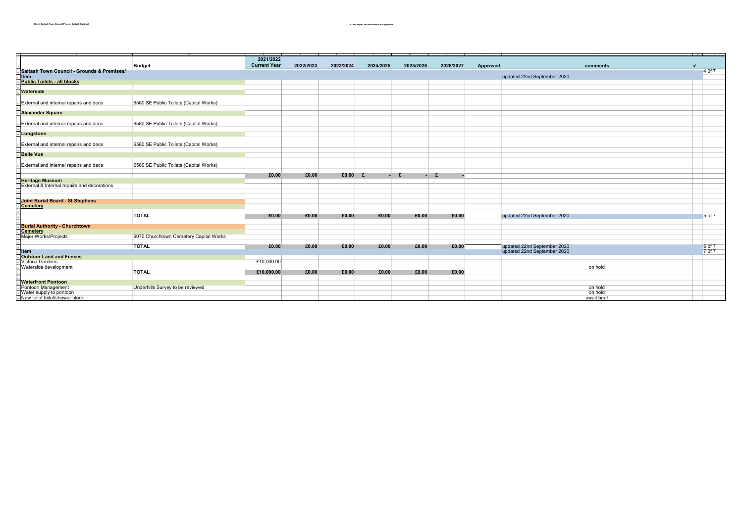Client: Saltash Town Council Project: Saltash Guildhall

5 Year Repair and Maintenance Programme

| | Budget | 2021/2022 Current Year | 2022/2023 | 2023/2024 | 2024/2025 | 2025/2026 | 2026/2027 | Approved | comments | √ |
|---|---|---|---|---|---|---|---|---|---|---|
| **Saltash Town Council - Grounds & Premises/** | | | | | | | | | | |
| **Item** | | | | | | | | | updated 22nd September 2020 | |
| **Public Toilets - all blocks** | | | | | | | | | | |
| **Waterside** | | | | | | | | | | |
| External and internal repairs and decs | 6580 SE Public Toilets (Capital Works) | | | | | | | | | |
| **Alexander Square** | | | | | | | | | | |
| External and internal repairs and decs | 6580 SE Public Toilets (Capital Works) | | | | | | | | | |
| **Longstone** | | | | | | | | | | |
| External and internal repairs and decs | 6580 SE Public Toilets (Capital Works) | | | | | | | | | |
| **Belle Vue** | | | | | | | | | | |
| External and internal repairs and decs | 6580 SE Public Toilets (Capital Works) | | | | | | | | | |
| | | **£0.00** | **£0.00** | **£0.00** | **£ -** | **£ -** | **£ -** | | | |
| **Heritage Museum** | | | | | | | | | | |
| External & Internal repairs and decorations | | | | | | | | | | |
| **Joint Burial Board - St Stephens** | | | | | | | | | | |
| **Cemetery** | | | | | | | | | | |
| | **TOTAL** | **£0.00** | **£0.00** | **£0.00** | **£0.00** | **£0.00** | **£0.00** | | updated 22nd September 2020 | |
| **Burial Authority - Churchtown** | | | | | | | | | | |
| **Cemetery** | | | | | | | | | | |
| Major Works/Projects | 6070 Churchtown Cemetery Capital Works | | | | | | | | | |
| | **TOTAL** | **£0.00** | **£0.00** | **£0.00** | **£0.00** | **£0.00** | **£0.00** | | updated 22nd September 2020 | |
| **Item** | | | | | | | | | updated 22nd September 2020 | |
| **Outdoor Land and Fences** | | | | | | | | | | |
| Victoria Gardens | | £10,000.00 | | | | | | | | |
| Waterside development | | | | | | | | | on hold | |
| | **TOTAL** | **£10,000.00** | **£0.00** | **£0.00** | **£0.00** | **£0.00** | **£0.00** | | | |
| **Waterfront Pontoon** | | | | | | | | | | |
| Pontoon Management | Underhills Survey to be reviewed | | | | | | | | on hold | |
| Water supply to pontoon | | | | | | | | | on hold | |
| New toilet toilet/shower block | | | | | | | | | await brief | |